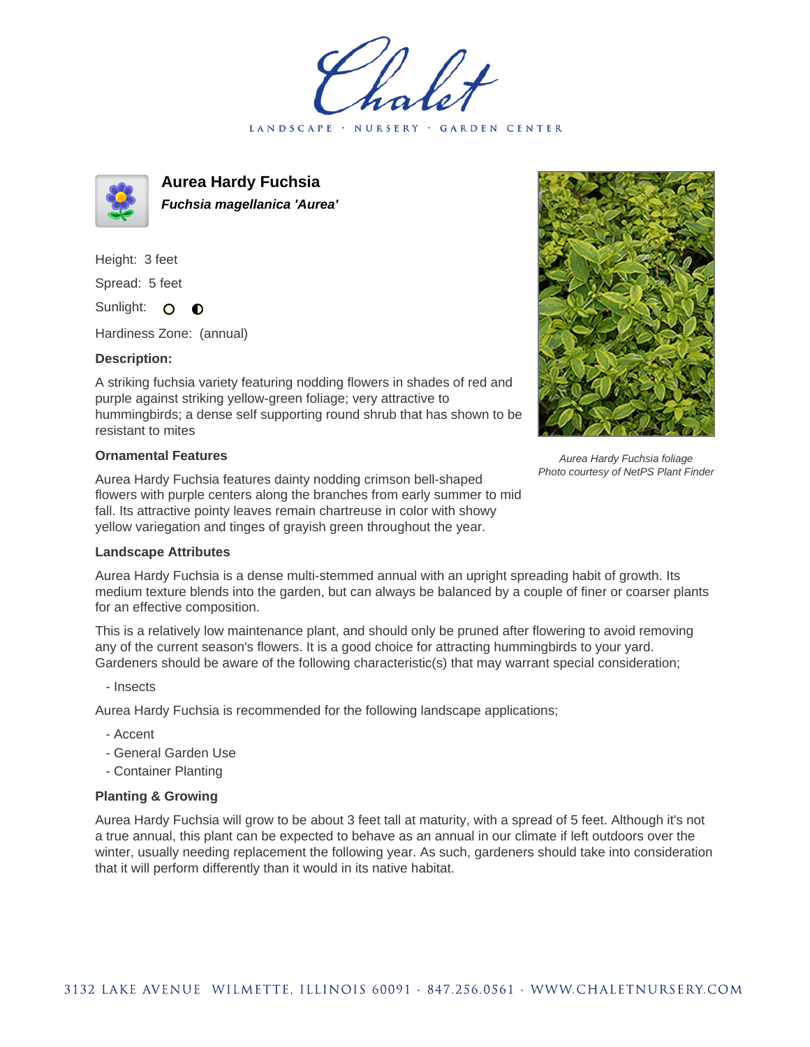Chalet

LANDSCAPE · NURSERY · GARDEN CENTER

# Aurea Hardy Fuchsia

***Fuchsia magellanica 'Aurea'***

Height: 3 feet

Spread: 5 feet

Sunlight: ○ ◐

Hardiness Zone: (annual)

### Description:

A striking fuchsia variety featuring nodding flowers in shades of red and purple against striking yellow-green foliage; very attractive to hummingbirds; a dense self supporting round shrub that has shown to be resistant to mites

*Aurea Hardy Fuchsia foliage*
*Photo courtesy of NetPS Plant Finder*

### Ornamental Features

Aurea Hardy Fuchsia features dainty nodding crimson bell-shaped flowers with purple centers along the branches from early summer to mid fall. Its attractive pointy leaves remain chartreuse in color with showy yellow variegation and tinges of grayish green throughout the year.

### Landscape Attributes

Aurea Hardy Fuchsia is a dense multi-stemmed annual with an upright spreading habit of growth. Its medium texture blends into the garden, but can always be balanced by a couple of finer or coarser plants for an effective composition.

This is a relatively low maintenance plant, and should only be pruned after flowering to avoid removing any of the current season's flowers. It is a good choice for attracting hummingbirds to your yard. Gardeners should be aware of the following characteristic(s) that may warrant special consideration;

- Insects

Aurea Hardy Fuchsia is recommended for the following landscape applications;

- Accent
- General Garden Use
- Container Planting

### Planting & Growing

Aurea Hardy Fuchsia will grow to be about 3 feet tall at maturity, with a spread of 5 feet. Although it's not a true annual, this plant can be expected to behave as an annual in our climate if left outdoors over the winter, usually needing replacement the following year. As such, gardeners should take into consideration that it will perform differently than it would in its native habitat.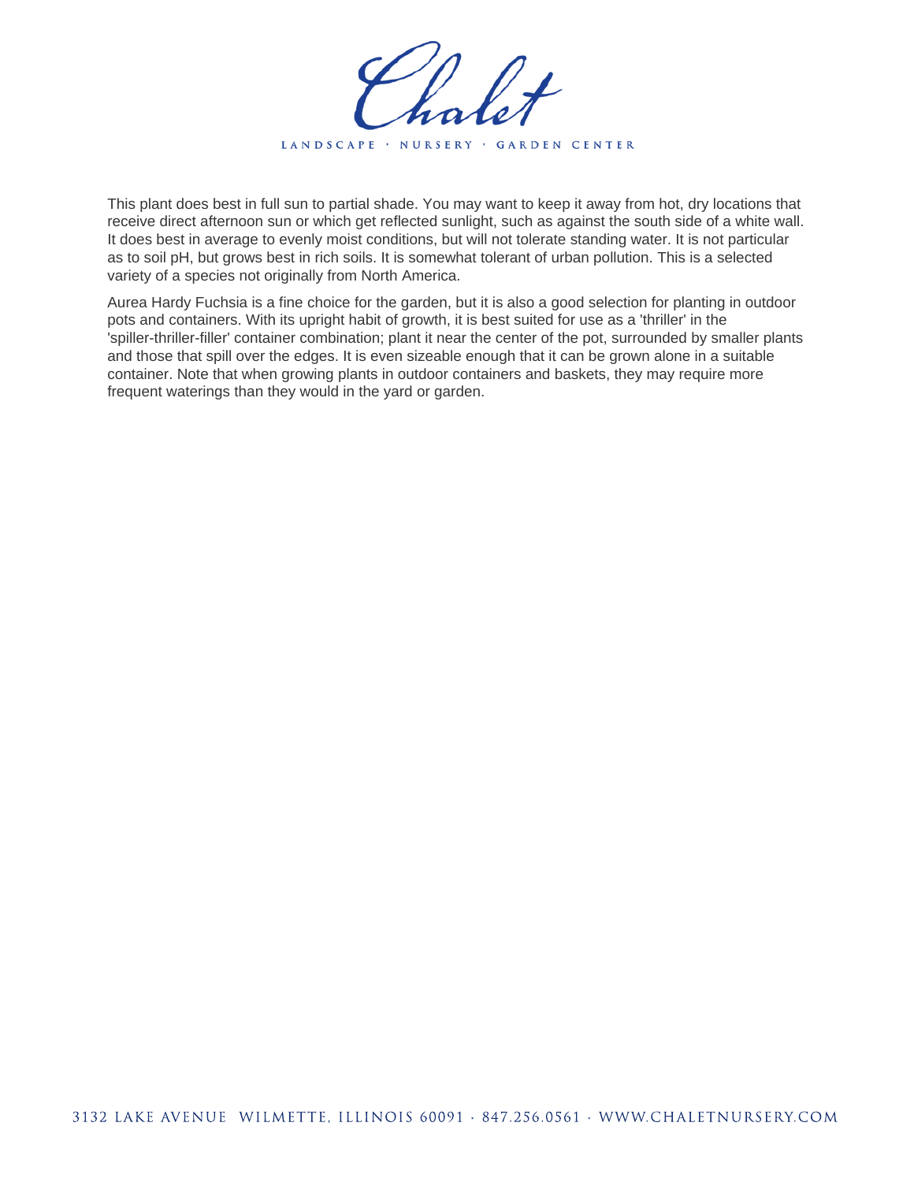This plant does best in full sun to partial shade. You may want to keep it away from hot, dry locations that receive direct afternoon sun or which get reflected sunlight, such as against the south side of a white wall. It does best in average to evenly moist conditions, but will not tolerate standing water. It is not particular as to soil pH, but grows best in rich soils. It is somewhat tolerant of urban pollution. This is a selected variety of a species not originally from North America.

Aurea Hardy Fuchsia is a fine choice for the garden, but it is also a good selection for planting in outdoor pots and containers. With its upright habit of growth, it is best suited for use as a 'thriller' in the 'spiller-thriller-filler' container combination; plant it near the center of the pot, surrounded by smaller plants and those that spill over the edges. It is even sizeable enough that it can be grown alone in a suitable container. Note that when growing plants in outdoor containers and baskets, they may require more frequent waterings than they would in the yard or garden.